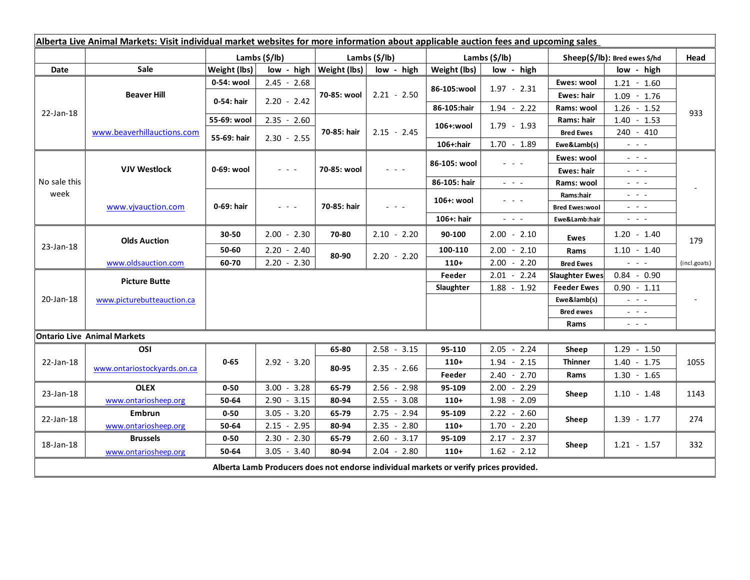**Alberta Live Animal Markets: Visit individual market websites for more information about applicable auction fees and upcoming sales**

| Date | Sale | Lambs ($/lb) Weight (lbs) | low - high | Lambs ($/lb) Weight (lbs) | low - high | Lambs ($/lb) Weight (lbs) | low - high | Sheep($/lb): Bred ewes $/hd | low - high | Head |
|---|---|---|---|---|---|---|---|---|---|---|
| 22-Jan-18 | Beaver Hill | 0-54: wool | 2.45 - 2.68 | 70-85: wool | 2.21 - 2.50 | 86-105:wool | 1.97 - 2.31 | Ewes: wool | 1.21 - 1.60 | 933 |
| | | 0-54: hair | 2.20 - 2.42 | | | | | Ewes: hair | 1.09 - 1.76 | |
| | | | | | | 86-105:hair | 1.94 - 2.22 | Rams: wool | 1.26 - 1.52 | |
| | | 55-69: wool | 2.35 - 2.60 | 70-85: hair | 2.15 - 2.45 | 106+:wool | 1.79 - 1.93 | Rams: hair | 1.40 - 1.53 | |
| | www.beaverhillauctions.com | 55-69: hair | 2.30 - 2.55 | | | | | Bred Ewes | 240 - 410 | |
| | | | | | | 106+:hair | 1.70 - 1.89 | Ewe&Lamb(s) | - - - | |
| No sale this week | VJV Westlock | 0-69: wool | - - - | 70-85: wool | - - - | 86-105: wool | - - - | Ewes: wool | - - - | - |
| | | | | | | | | Ewes: hair | - - - | |
| | | | | | | 86-105: hair | - - - | Rams: wool | - - - | |
| | www.vjvauction.com | 0-69: hair | - - - | 70-85: hair | - - - | 106+: wool | - - - | Rams:hair | - - - | |
| | | | | | | | | Bred Ewes:wool | - - - | |
| | | | | | | 106+: hair | - - - | Ewe&Lamb:hair | - - - | |
| 23-Jan-18 | Olds Auction | 30-50 | 2.00 - 2.30 | 70-80 | 2.10 - 2.20 | 90-100 | 2.00 - 2.10 | Ewes | 1.20 - 1.40 | 179 |
| | | 50-60 | 2.20 - 2.40 | 80-90 | 2.20 - 2.20 | 100-110 | 2.00 - 2.10 | Rams | 1.10 - 1.40 | |
| | www.oldsauction.com | 60-70 | 2.20 - 2.30 | | | 110+ | 2.00 - 2.20 | Bred Ewes | - - - | (incl.goats) |
| 20-Jan-18 | Picture Butte | | | | | Feeder | 2.01 - 2.24 | Slaughter Ewes | 0.84 - 0.90 | - |
| | www.picturebutteauction.ca | | | | | Slaughter | 1.88 - 1.92 | Feeder Ewes | 0.90 - 1.11 | |
| | | | | | | | | Ewe&lamb(s) | - - - | |
| | | | | | | | | Bred ewes | - - - | |
| | | | | | | | | Rams | - - - | |
| **Ontario Live Animal Markets** | | | | | | | | | | |
| 22-Jan-18 | OSI | 0-65 | 2.92 - 3.20 | 65-80 | 2.58 - 3.15 | 95-110 | 2.05 - 2.24 | Sheep | 1.29 - 1.50 | 1055 |
| | www.ontariostockyards.on.ca | | | 80-95 | 2.35 - 2.66 | 110+ | 1.94 - 2.15 | Thinner | 1.40 - 1.75 | |
| | | | | | | Feeder | 2.40 - 2.70 | Rams | 1.30 - 1.65 | |
| 23-Jan-18 | OLEX | 0-50 | 3.00 - 3.28 | 65-79 | 2.56 - 2.98 | 95-109 | 2.00 - 2.29 | Sheep | 1.10 - 1.48 | 1143 |
| | www.ontariosheep.org | 50-64 | 2.90 - 3.15 | 80-94 | 2.55 - 3.08 | 110+ | 1.98 - 2.09 | | | |
| 22-Jan-18 | Embrun | 0-50 | 3.05 - 3.20 | 65-79 | 2.75 - 2.94 | 95-109 | 2.22 - 2.60 | Sheep | 1.39 - 1.77 | 274 |
| | www.ontariosheep.org | 50-64 | 2.15 - 2.95 | 80-94 | 2.35 - 2.80 | 110+ | 1.70 - 2.20 | | | |
| 18-Jan-18 | Brussels | 0-50 | 2.30 - 2.30 | 65-79 | 2.60 - 3.17 | 95-109 | 2.17 - 2.37 | Sheep | 1.21 - 1.57 | 332 |
| | www.ontariosheep.org | 50-64 | 3.05 - 3.40 | 80-94 | 2.04 - 2.80 | 110+ | 1.62 - 2.12 | | | |

**Alberta Lamb Producers does not endorse individual markets or verify prices provided.**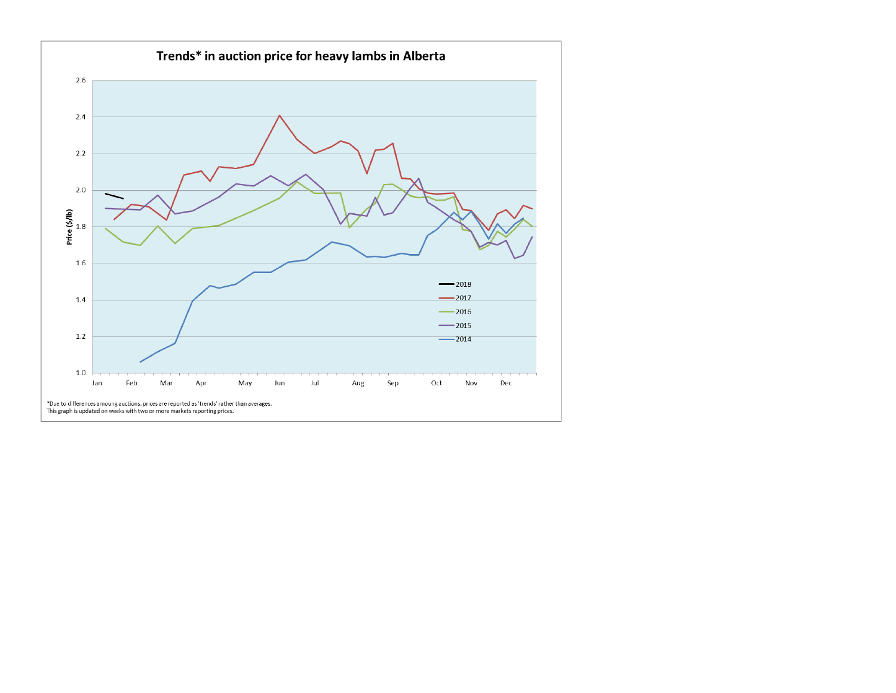# Trends* in auction price for heavy lambs in Alberta

2.6
2.4
2.2
2.0
1.8
1.6
1.4
1.2
1.0

Price ($/lb)

Jan Feb Mar Apr May Jun Jul Aug Sep Oct Nov Dec

2018
2017
2016
2015
2014

*Due to differences amoung auctions, prices are reported as 'trends' rather than averages.
This graph is updated on weeks with two or more markets reporting prices.